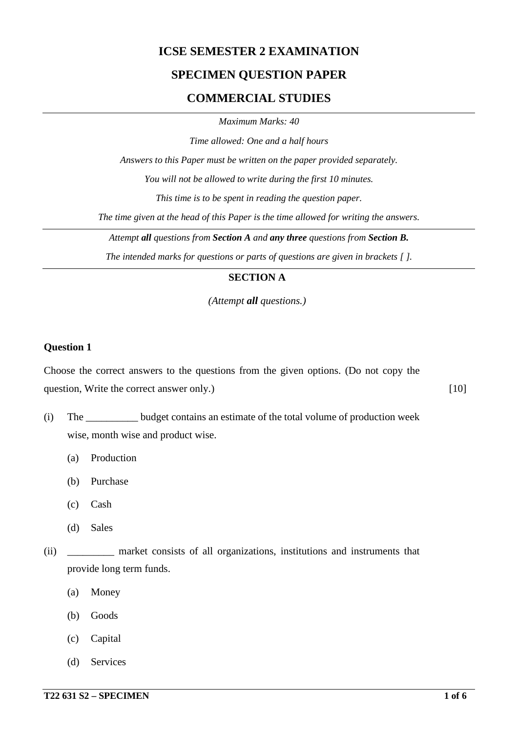# ICSE SEMESTER 2 EXAMINATION

## SPECIMEN QUESTION PAPER

## COMMERCIAL STUDIES

*Maximum Marks: 40*

*Time allowed: One and a half hours*

*Answers to this Paper must be written on the paper provided separately.*

*You will not be allowed to write during the first 10 minutes.*

*This time is to be spent in reading the question paper.*

*The time given at the head of this Paper is the time allowed for writing the answers.*

*Attempt **all** questions from **Section A** and **any three** questions from **Section B.***

*The intended marks for questions or parts of questions are given in brackets [ ].*

### SECTION A

*(Attempt **all** questions.)*

**Question 1**

Choose the correct answers to the questions from the given options. (Do not copy the question, Write the correct answer only.) [10]

(i) The __________ budget contains an estimate of the total volume of production week wise, month wise and product wise.

(a) Production

(b) Purchase

(c) Cash

(d) Sales

(ii) _________ market consists of all organizations, institutions and instruments that provide long term funds.

(a) Money

(b) Goods

(c) Capital

(d) Services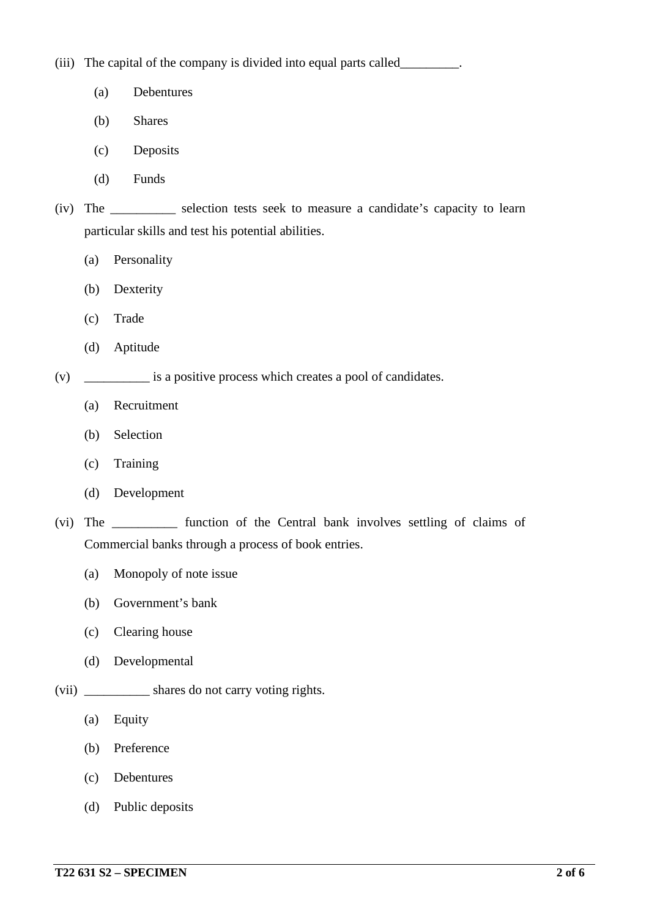(iii) The capital of the company is divided into equal parts called_________.

- (a) Debentures
- (b) Shares
- (c) Deposits
- (d) Funds

(iv) The __________ selection tests seek to measure a candidate's capacity to learn particular skills and test his potential abilities.

- (a) Personality
- (b) Dexterity
- (c) Trade
- (d) Aptitude

(v) __________ is a positive process which creates a pool of candidates.

- (a) Recruitment
- (b) Selection
- (c) Training
- (d) Development

(vi) The __________ function of the Central bank involves settling of claims of Commercial banks through a process of book entries.

- (a) Monopoly of note issue
- (b) Government's bank
- (c) Clearing house
- (d) Developmental

(vii) __________ shares do not carry voting rights.

- (a) Equity
- (b) Preference
- (c) Debentures
- (d) Public deposits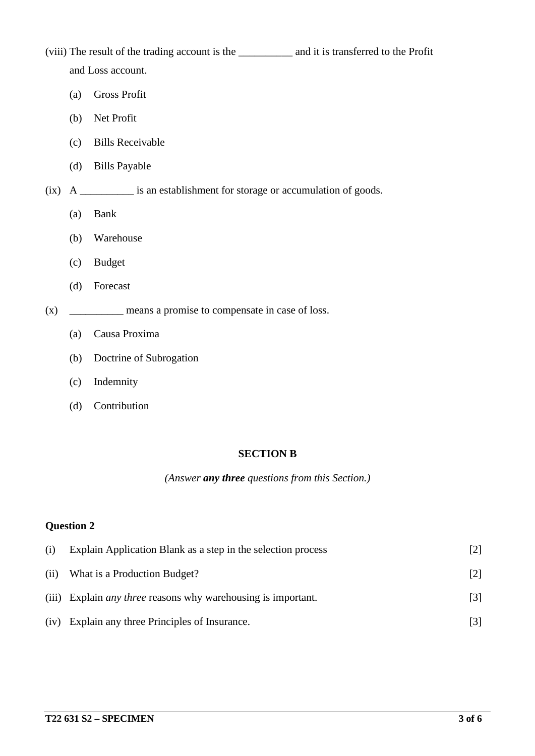(viii) The result of the trading account is the __________ and it is transferred to the Profit and Loss account.

(a) Gross Profit

(b) Net Profit

(c) Bills Receivable

(d) Bills Payable

(ix) A __________ is an establishment for storage or accumulation of goods.

(a) Bank

(b) Warehouse

(c) Budget

(d) Forecast

(x) __________ means a promise to compensate in case of loss.

(a) Causa Proxima

(b) Doctrine of Subrogation

(c) Indemnity

(d) Contribution

## SECTION B

*(Answer **any three** questions from this Section.)*

### Question 2

(i) Explain Application Blank as a step in the selection process [2]

(ii) What is a Production Budget? [2]

(iii) Explain *any three* reasons why warehousing is important. [3]

(iv) Explain any three Principles of Insurance. [3]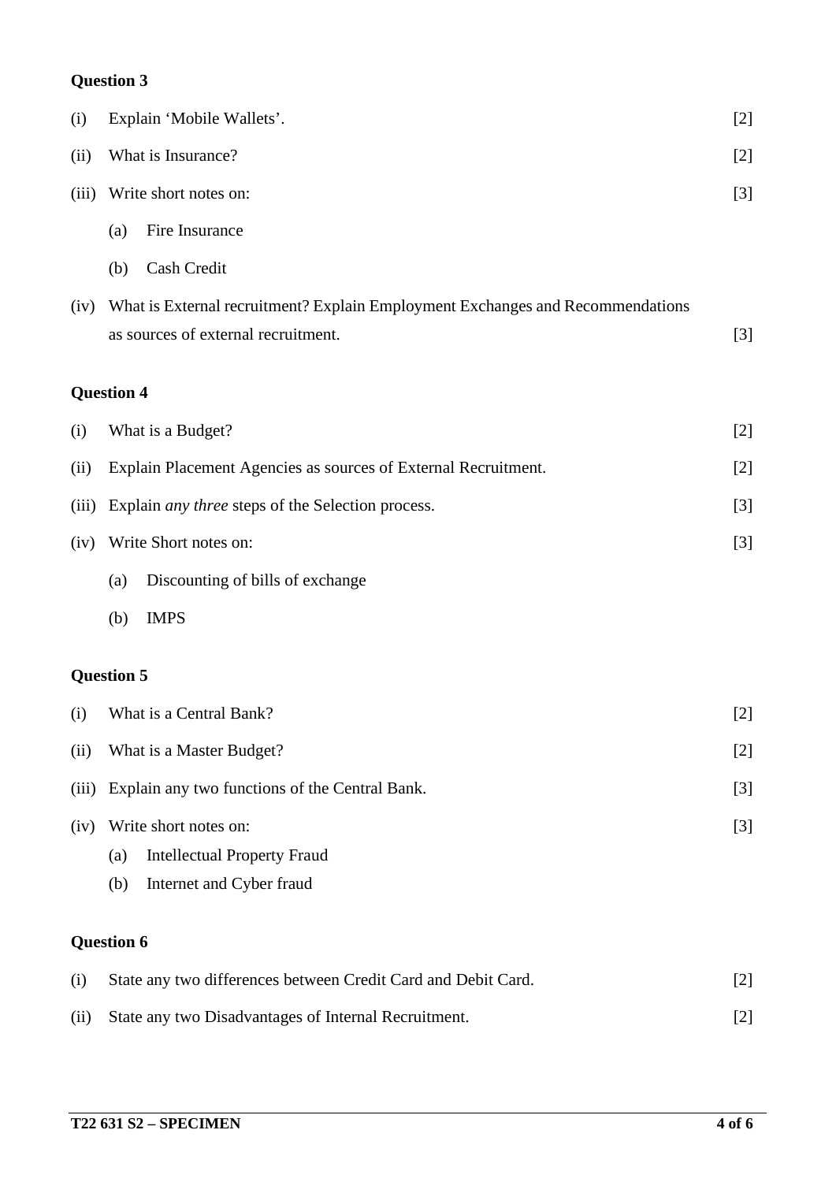### Question 3

(i) Explain 'Mobile Wallets'. [2]

(ii) What is Insurance? [2]

(iii) Write short notes on: [3]

  (a) Fire Insurance

  (b) Cash Credit

(iv) What is External recruitment? Explain Employment Exchanges and Recommendations as sources of external recruitment. [3]

### Question 4

(i) What is a Budget? [2]

(ii) Explain Placement Agencies as sources of External Recruitment. [2]

(iii) Explain *any three* steps of the Selection process. [3]

(iv) Write Short notes on: [3]

  (a) Discounting of bills of exchange

  (b) IMPS

### Question 5

(i) What is a Central Bank? [2]

(ii) What is a Master Budget? [2]

(iii) Explain any two functions of the Central Bank. [3]

(iv) Write short notes on: [3]

  (a) Intellectual Property Fraud

  (b) Internet and Cyber fraud

### Question 6

(i) State any two differences between Credit Card and Debit Card. [2]

(ii) State any two Disadvantages of Internal Recruitment. [2]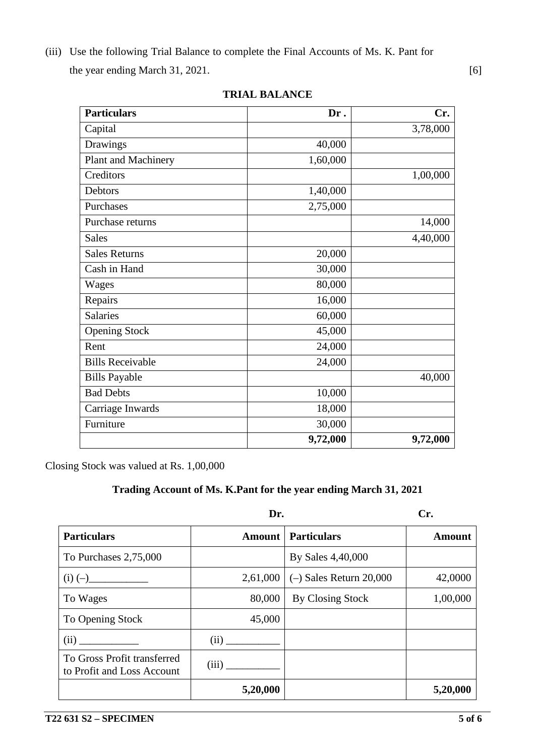(iii) Use the following Trial Balance to complete the Final Accounts of Ms. K. Pant for the year ending March 31, 2021. [6]

**TRIAL BALANCE**

| Particulars | Dr . | Cr. |
|---|---:|---:|
| Capital | | 3,78,000 |
| Drawings | 40,000 | |
| Plant and Machinery | 1,60,000 | |
| Creditors | | 1,00,000 |
| Debtors | 1,40,000 | |
| Purchases | 2,75,000 | |
| Purchase returns | | 14,000 |
| Sales | | 4,40,000 |
| Sales Returns | 20,000 | |
| Cash in Hand | 30,000 | |
| Wages | 80,000 | |
| Repairs | 16,000 | |
| Salaries | 60,000 | |
| Opening Stock | 45,000 | |
| Rent | 24,000 | |
| Bills Receivable | 24,000 | |
| Bills Payable | | 40,000 |
| Bad Debts | 10,000 | |
| Carriage Inwards | 18,000 | |
| Furniture | 30,000 | |
| | **9,72,000** | **9,72,000** |

Closing Stock was valued at Rs. 1,00,000

**Trading Account of Ms. K.Pant for the year ending March 31, 2021**

Dr. Cr.

| Particulars | Amount | Particulars | Amount |
|---|---:|---|---:|
| To Purchases 2,75,000 | | By Sales 4,40,000 | |
| (i) (–)___________ | 2,61,000 | (–) Sales Return 20,000 | 42,0000 |
| To Wages | 80,000 | By Closing Stock | 1,00,000 |
| To Opening Stock | 45,000 | | |
| (ii) ___________ | (ii) __________ | | |
| To Gross Profit transferred to Profit and Loss Account | (iii) __________ | | |
| | **5,20,000** | | **5,20,000** |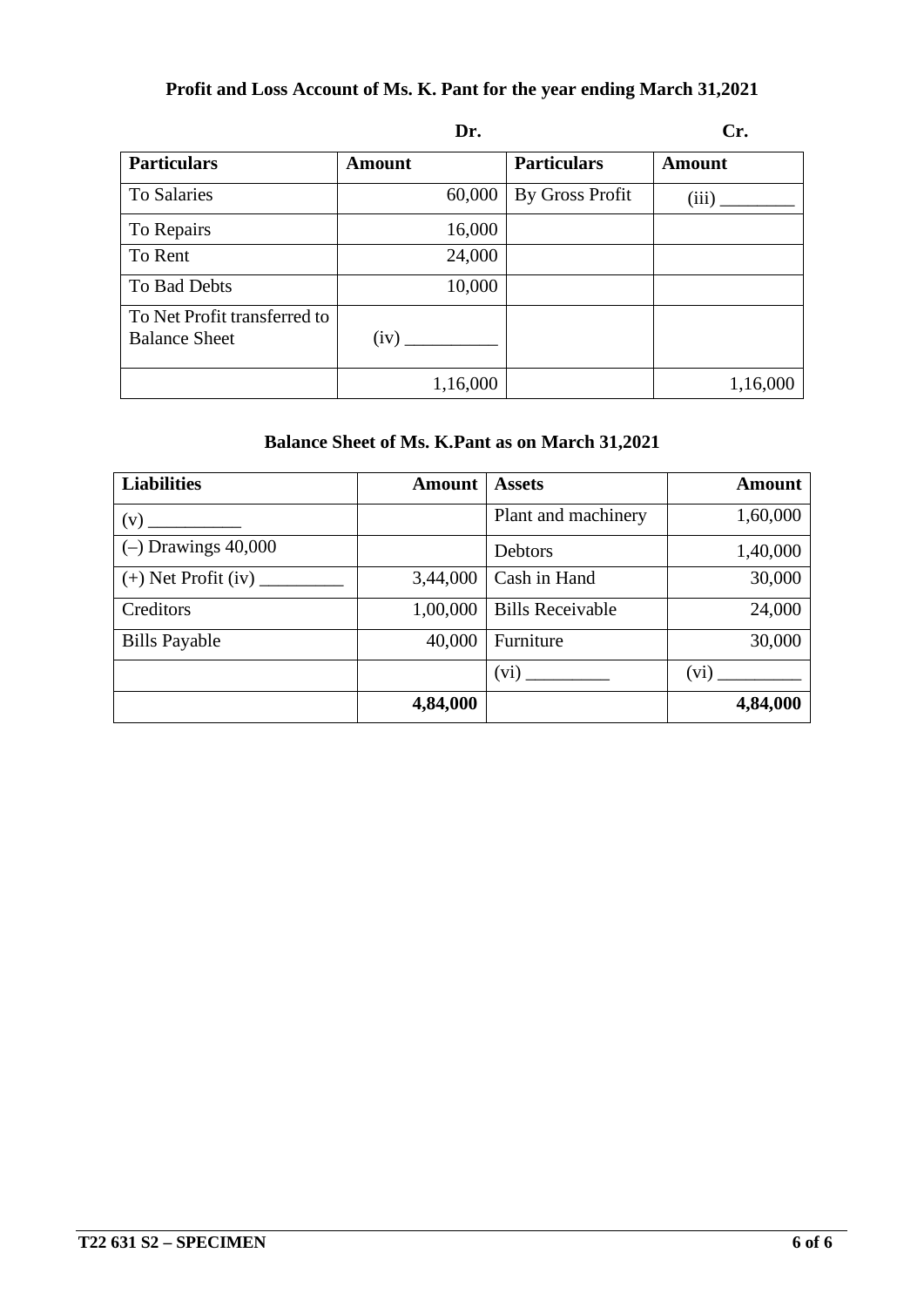**Profit and Loss Account of Ms. K. Pant for the year ending March 31,2021**

Dr. Cr.

| Particulars | Amount | Particulars | Amount |
|---|---|---|---|
| To Salaries | 60,000 | By Gross Profit | (iii) ________ |
| To Repairs | 16,000 | | |
| To Rent | 24,000 | | |
| To Bad Debts | 10,000 | | |
| To Net Profit transferred to Balance Sheet | (iv) __________ | | |
| | 1,16,000 | | 1,16,000 |

**Balance Sheet of Ms. K.Pant as on March 31,2021**

| Liabilities | Amount | Assets | Amount |
|---|---|---|---|
| (v) __________ | | Plant and machinery | 1,60,000 |
| (–) Drawings 40,000 | | Debtors | 1,40,000 |
| (+) Net Profit (iv) _________ | 3,44,000 | Cash in Hand | 30,000 |
| Creditors | 1,00,000 | Bills Receivable | 24,000 |
| Bills Payable | 40,000 | Furniture | 30,000 |
| | | (vi) _________ | (vi) _________ |
| | **4,84,000** | | **4,84,000** |